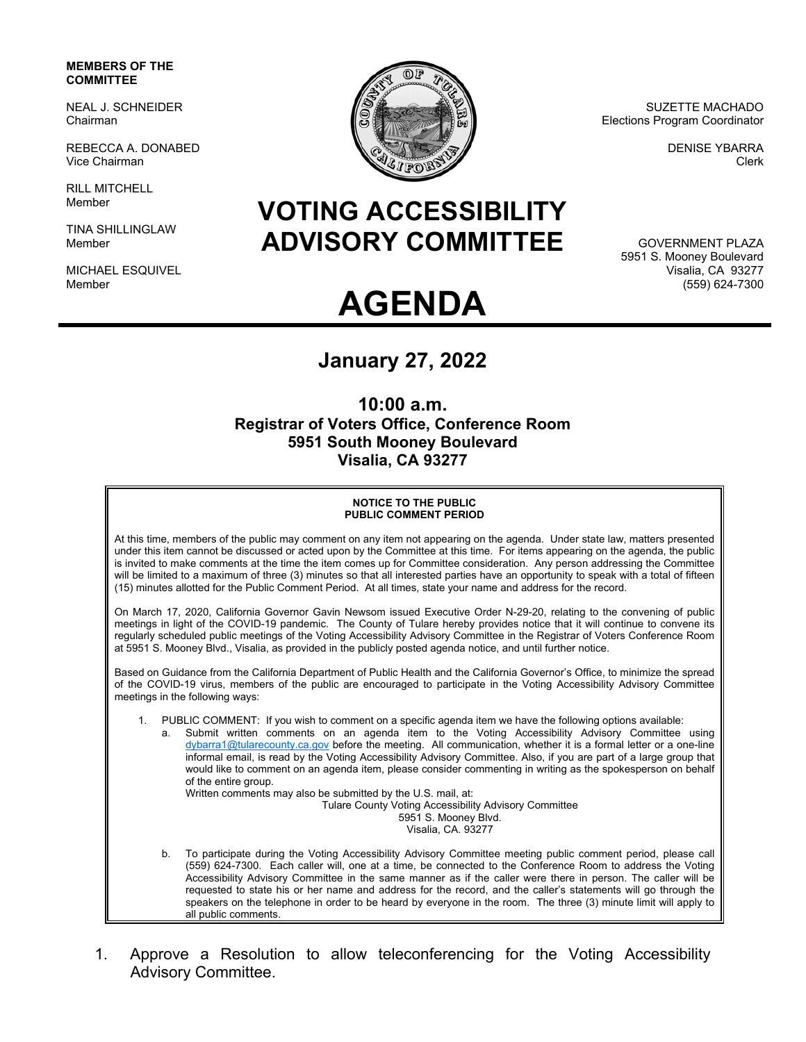**MEMBERS OF THE COMMITTEE**

NEAL J. SCHNEIDER
Chairman

REBECCA A. DONABED
Vice Chairman

RILL MITCHELL
Member

TINA SHILLINGLAW
Member

MICHAEL ESQUIVEL
Member

SUZETTE MACHADO
Elections Program Coordinator

DENISE YBARRA
Clerk

GOVERNMENT PLAZA
5951 S. Mooney Boulevard
Visalia, CA 93277
(559) 624-7300

# VOTING ACCESSIBILITY ADVISORY COMMITTEE

# AGENDA

## January 27, 2022

### 10:00 a.m.
### Registrar of Voters Office, Conference Room
### 5951 South Mooney Boulevard
### Visalia, CA 93277

**NOTICE TO THE PUBLIC**
**PUBLIC COMMENT PERIOD**

At this time, members of the public may comment on any item not appearing on the agenda. Under state law, matters presented under this item cannot be discussed or acted upon by the Committee at this time. For items appearing on the agenda, the public is invited to make comments at the time the item comes up for Committee consideration. Any person addressing the Committee will be limited to a maximum of three (3) minutes so that all interested parties have an opportunity to speak with a total of fifteen (15) minutes allotted for the Public Comment Period. At all times, state your name and address for the record.

On March 17, 2020, California Governor Gavin Newsom issued Executive Order N-29-20, relating to the convening of public meetings in light of the COVID-19 pandemic. The County of Tulare hereby provides notice that it will continue to convene its regularly scheduled public meetings of the Voting Accessibility Advisory Committee in the Registrar of Voters Conference Room at 5951 S. Mooney Blvd., Visalia, as provided in the publicly posted agenda notice, and until further notice.

Based on Guidance from the California Department of Public Health and the California Governor's Office, to minimize the spread of the COVID-19 virus, members of the public are encouraged to participate in the Voting Accessibility Advisory Committee meetings in the following ways:

1. PUBLIC COMMENT: If you wish to comment on a specific agenda item we have the following options available:
   a. Submit written comments on an agenda item to the Voting Accessibility Advisory Committee using dybarra1@tularecounty.ca.gov before the meeting. All communication, whether it is a formal letter or a one-line informal email, is read by the Voting Accessibility Advisory Committee. Also, if you are part of a large group that would like to comment on an agenda item, please consider commenting in writing as the spokesperson on behalf of the entire group.
   Written comments may also be submitted by the U.S. mail, at:
   Tulare County Voting Accessibility Advisory Committee
   5951 S. Mooney Blvd.
   Visalia, CA. 93277
   b. To participate during the Voting Accessibility Advisory Committee meeting public comment period, please call (559) 624-7300. Each caller will, one at a time, be connected to the Conference Room to address the Voting Accessibility Advisory Committee in the same manner as if the caller were there in person. The caller will be requested to state his or her name and address for the record, and the caller's statements will go through the speakers on the telephone in order to be heard by everyone in the room. The three (3) minute limit will apply to all public comments.

1. Approve a Resolution to allow teleconferencing for the Voting Accessibility Advisory Committee.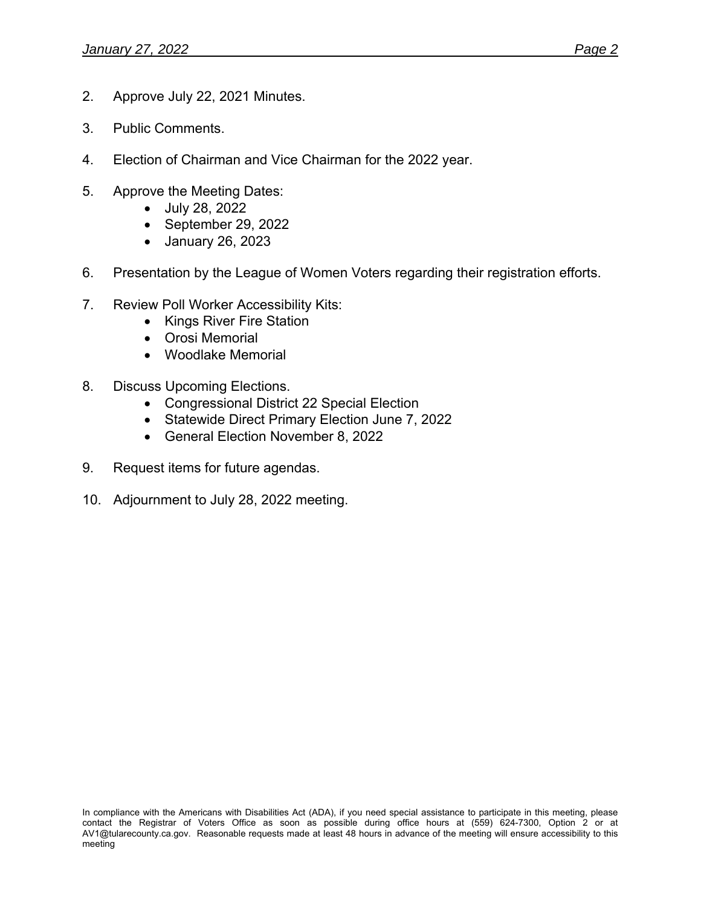2. Approve July 22, 2021 Minutes.

3. Public Comments.

4. Election of Chairman and Vice Chairman for the 2022 year.

5. Approve the Meeting Dates:
   - July 28, 2022
   - September 29, 2022
   - January 26, 2023

6. Presentation by the League of Women Voters regarding their registration efforts.

7. Review Poll Worker Accessibility Kits:
   - Kings River Fire Station
   - Orosi Memorial
   - Woodlake Memorial

8. Discuss Upcoming Elections.
   - Congressional District 22 Special Election
   - Statewide Direct Primary Election June 7, 2022
   - General Election November 8, 2022

9. Request items for future agendas.

10. Adjournment to July 28, 2022 meeting.

In compliance with the Americans with Disabilities Act (ADA), if you need special assistance to participate in this meeting, please contact the Registrar of Voters Office as soon as possible during office hours at (559) 624-7300, Option 2 or at AV1@tularecounty.ca.gov. Reasonable requests made at least 48 hours in advance of the meeting will ensure accessibility to this meeting